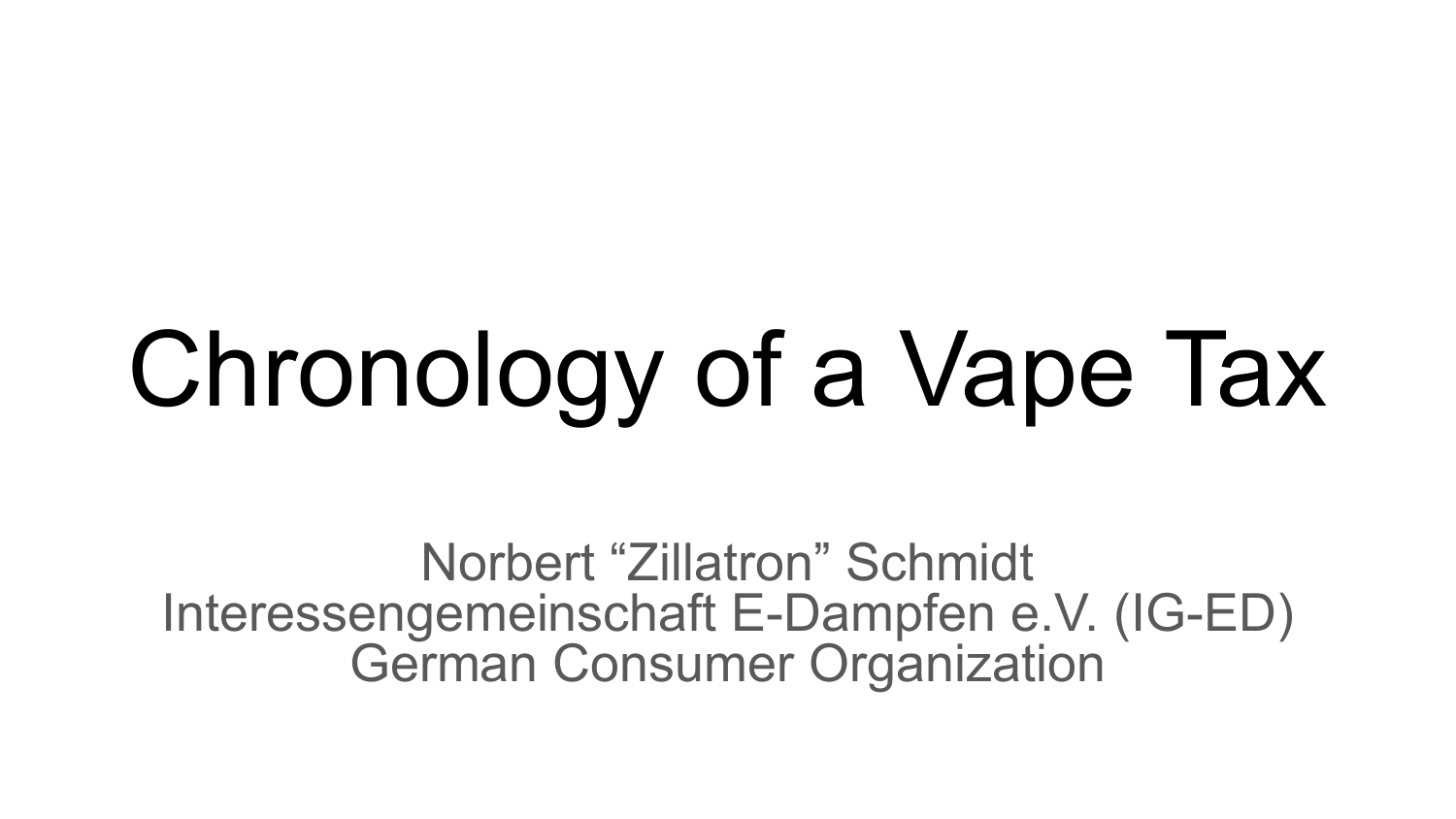# Chronology of a Vape Tax

Norbert “Zillatron” Schmidt
Interessengemeinschaft E-Dampfen e.V. (IG-ED)
German Consumer Organization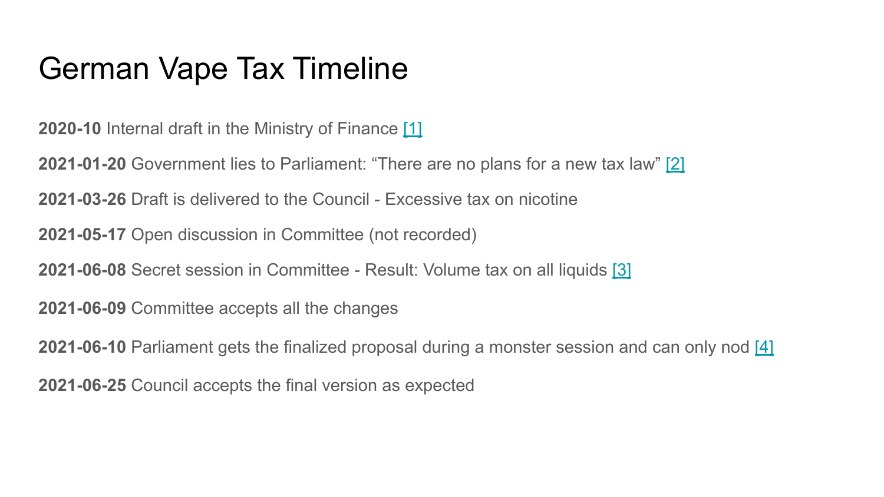# German Vape Tax Timeline

**2020-10** Internal draft in the Ministry of Finance [1]

**2021-01-20** Government lies to Parliament: “There are no plans for a new tax law” [2]

**2021-03-26** Draft is delivered to the Council - Excessive tax on nicotine

**2021-05-17** Open discussion in Committee (not recorded)

**2021-06-08** Secret session in Committee - Result: Volume tax on all liquids [3]

**2021-06-09** Committee accepts all the changes

**2021-06-10** Parliament gets the finalized proposal during a monster session and can only nod [4]

**2021-06-25** Council accepts the final version as expected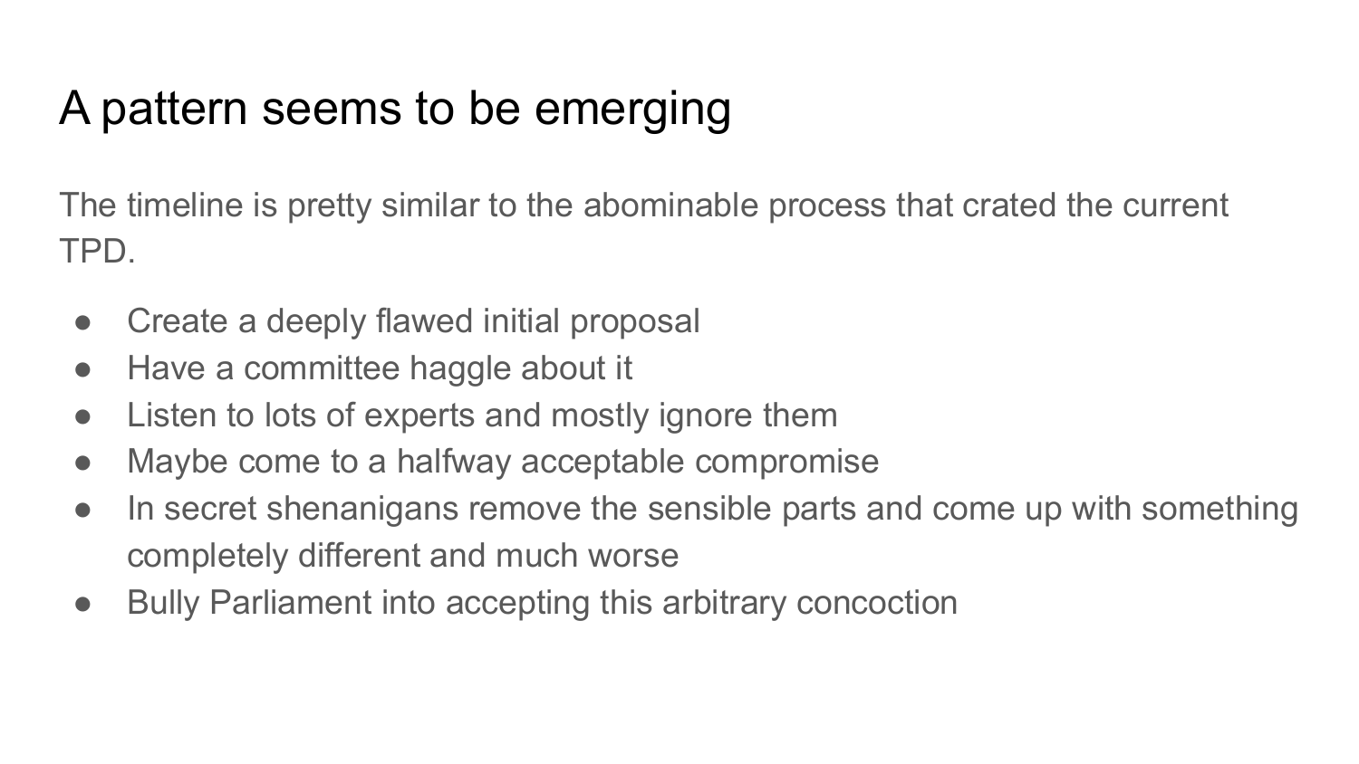# A pattern seems to be emerging

The timeline is pretty similar to the abominable process that crated the current TPD.

- Create a deeply flawed initial proposal
- Have a committee haggle about it
- Listen to lots of experts and mostly ignore them
- Maybe come to a halfway acceptable compromise
- In secret shenanigans remove the sensible parts and come up with something completely different and much worse
- Bully Parliament into accepting this arbitrary concoction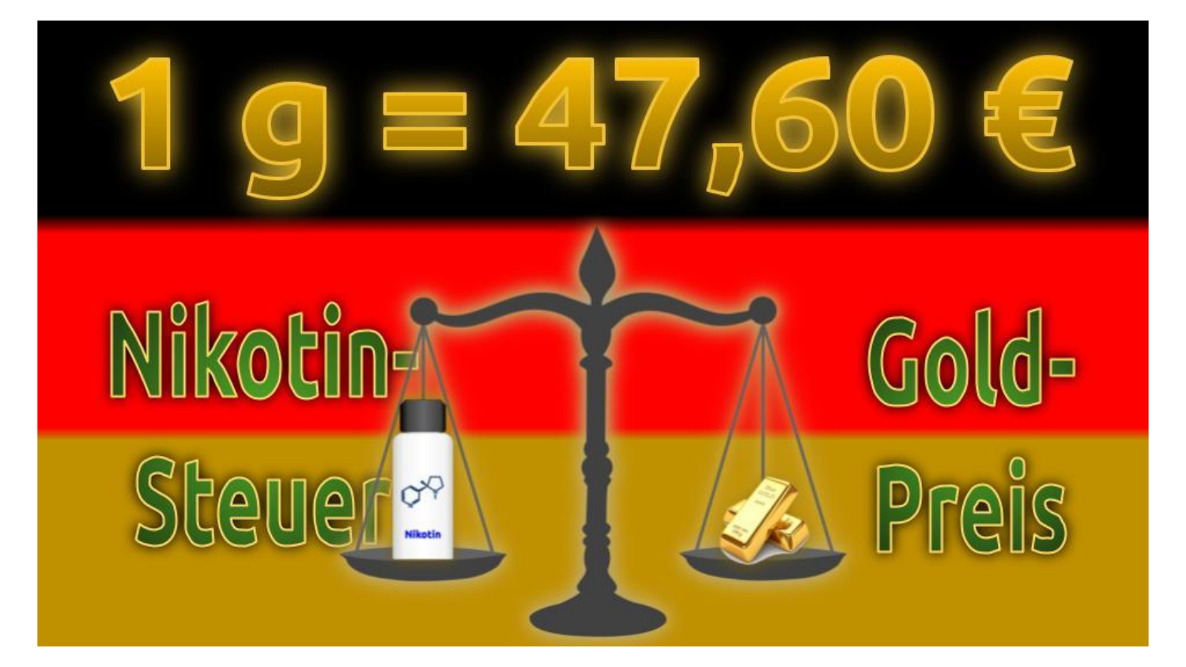# 1 g = 47,60 €

Nikotin-Steuer

Gold-Preis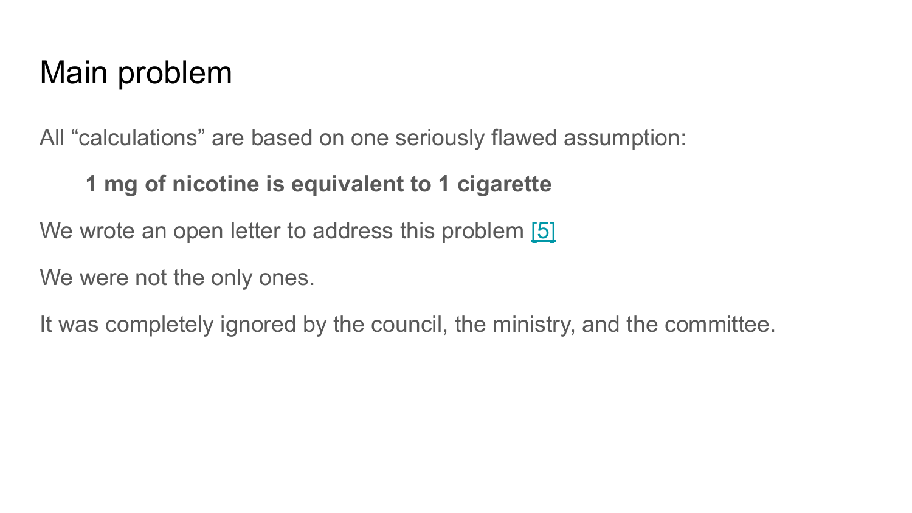# Main problem

All “calculations” are based on one seriously flawed assumption:

> **1 mg of nicotine is equivalent to 1 cigarette**

We wrote an open letter to address this problem [5]

We were not the only ones.

It was completely ignored by the council, the ministry, and the committee.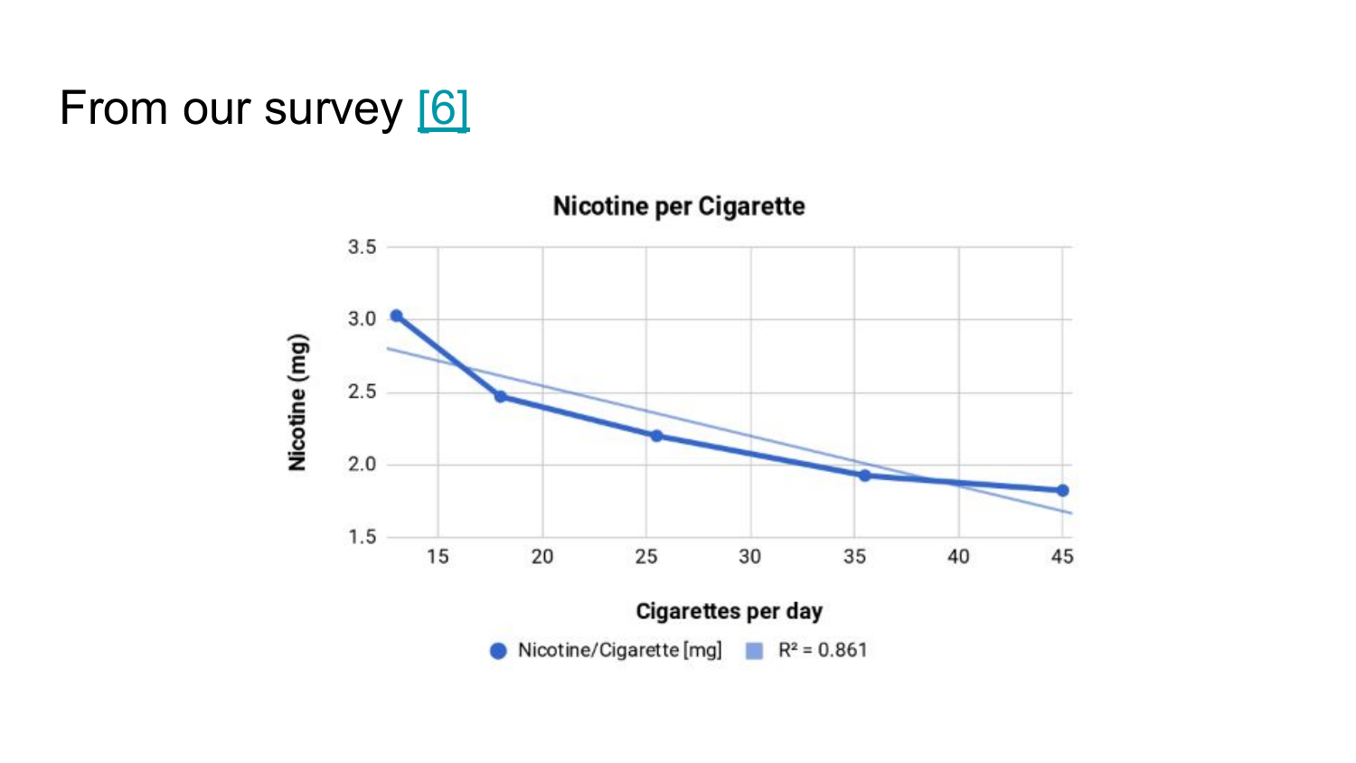# From our survey [6]

**Nicotine per Cigarette**

Nicotine (mg)

Cigarettes per day

● Nicotine/Cigarette [mg] ■ $R^2 = 0.861$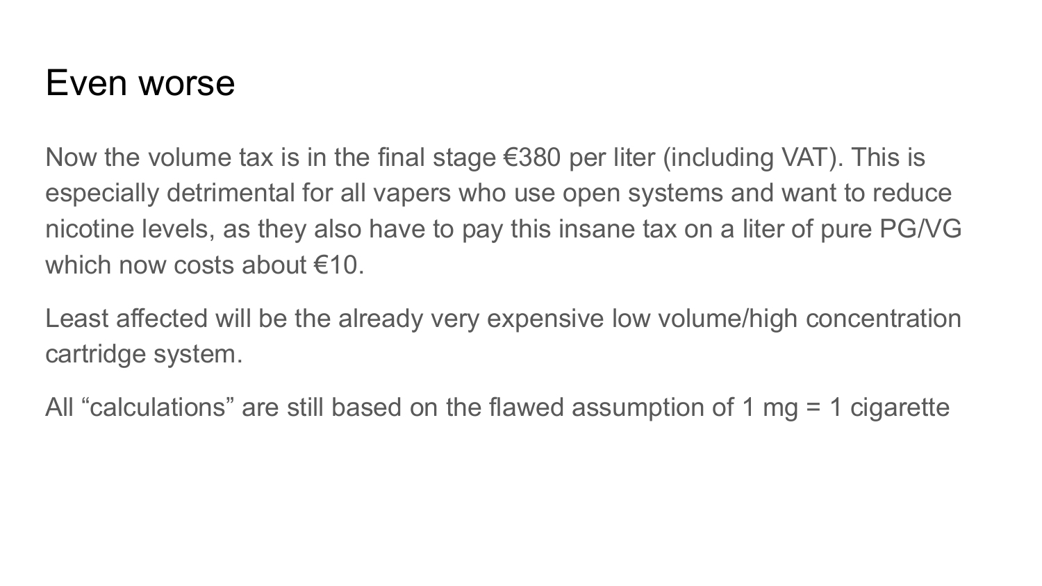# Even worse

Now the volume tax is in the final stage €380 per liter (including VAT). This is especially detrimental for all vapers who use open systems and want to reduce nicotine levels, as they also have to pay this insane tax on a liter of pure PG/VG which now costs about €10.

Least affected will be the already very expensive low volume/high concentration cartridge system.

All “calculations” are still based on the flawed assumption of 1 mg = 1 cigarette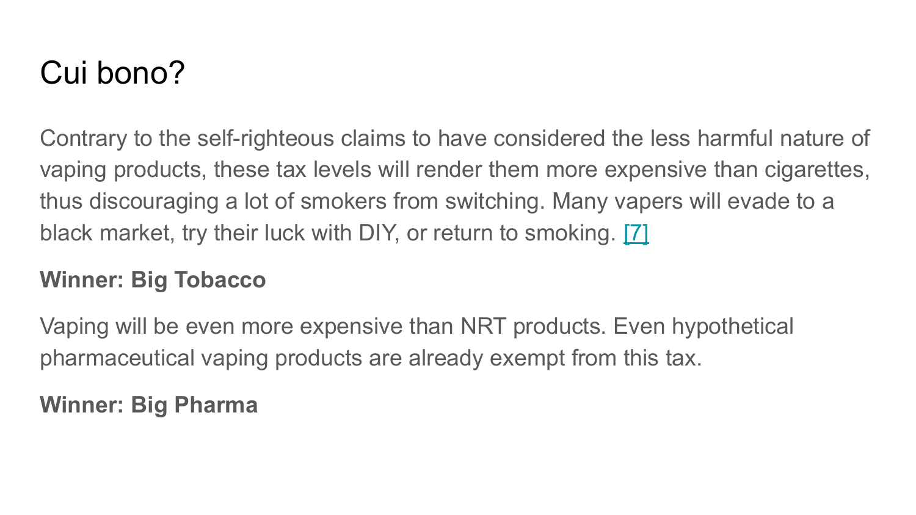# Cui bono?

Contrary to the self-righteous claims to have considered the less harmful nature of vaping products, these tax levels will render them more expensive than cigarettes, thus discouraging a lot of smokers from switching. Many vapers will evade to a black market, try their luck with DIY, or return to smoking. [7]

**Winner: Big Tobacco**

Vaping will be even more expensive than NRT products. Even hypothetical pharmaceutical vaping products are already exempt from this tax.

**Winner: Big Pharma**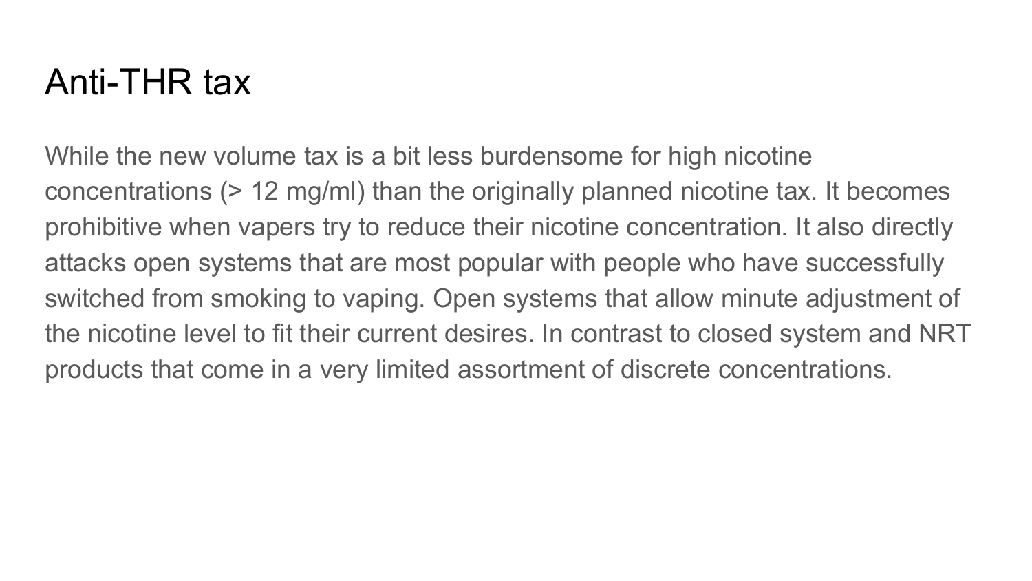# Anti-THR tax

While the new volume tax is a bit less burdensome for high nicotine concentrations (> 12 mg/ml) than the originally planned nicotine tax. It becomes prohibitive when vapers try to reduce their nicotine concentration. It also directly attacks open systems that are most popular with people who have successfully switched from smoking to vaping. Open systems that allow minute adjustment of the nicotine level to fit their current desires. In contrast to closed system and NRT products that come in a very limited assortment of discrete concentrations.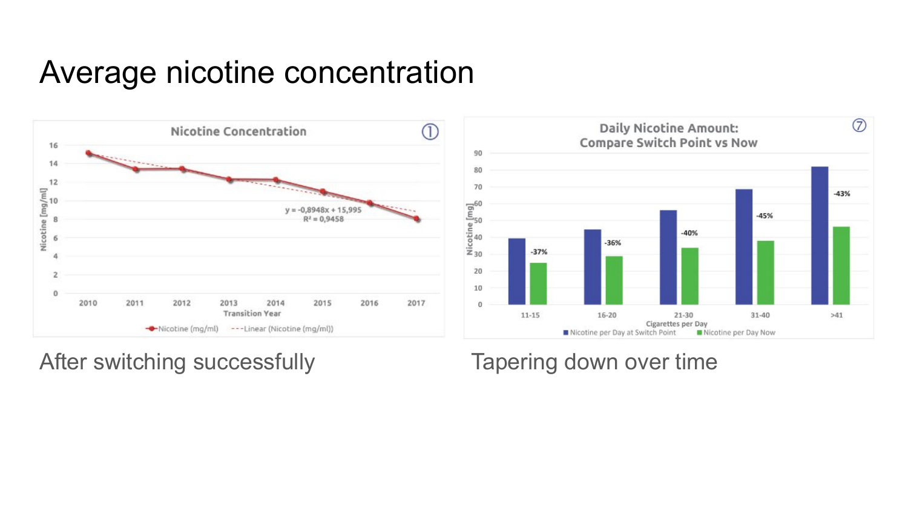# Average nicotine concentration

After switching successfully

Tapering down over time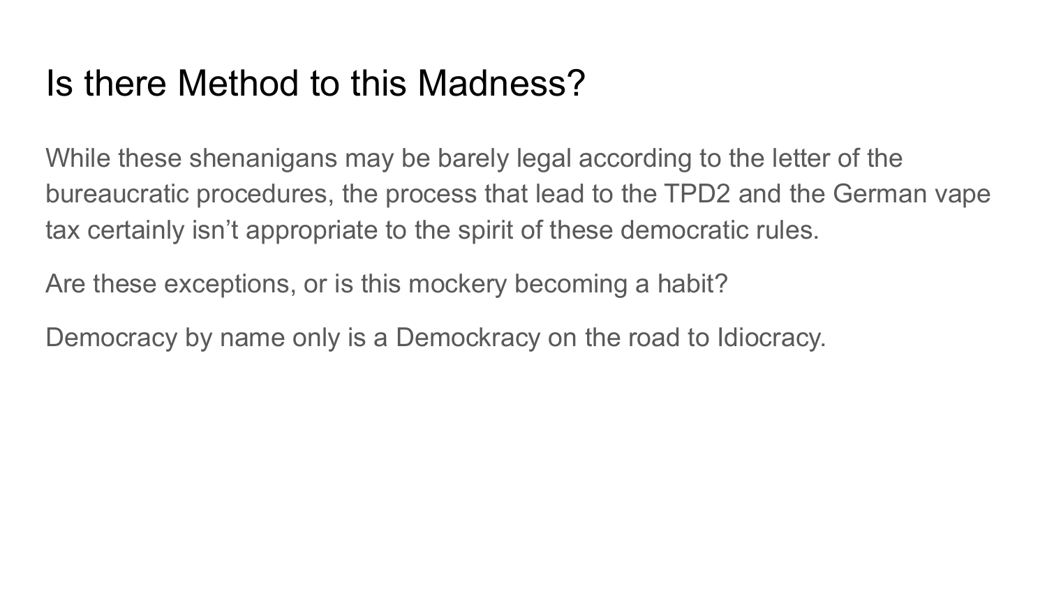# Is there Method to this Madness?

While these shenanigans may be barely legal according to the letter of the bureaucratic procedures, the process that lead to the TPD2 and the German vape tax certainly isn't appropriate to the spirit of these democratic rules.

Are these exceptions, or is this mockery becoming a habit?

Democracy by name only is a Demockracy on the road to Idiocracy.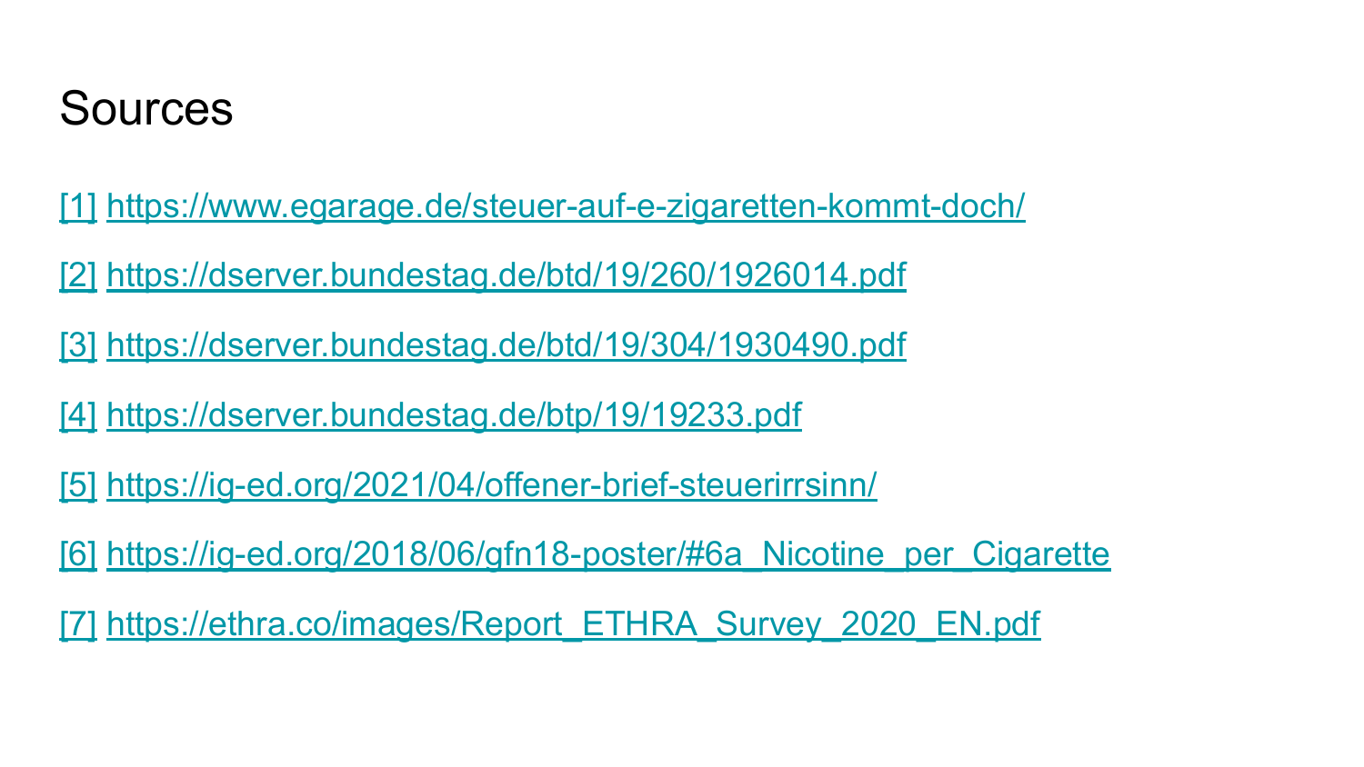# Sources

[1] https://www.egarage.de/steuer-auf-e-zigaretten-kommt-doch/

[2] https://dserver.bundestag.de/btd/19/260/1926014.pdf

[3] https://dserver.bundestag.de/btd/19/304/1930490.pdf

[4] https://dserver.bundestag.de/btp/19/19233.pdf

[5] https://ig-ed.org/2021/04/offener-brief-steuerirrsinn/

[6] https://ig-ed.org/2018/06/gfn18-poster/#6a_Nicotine_per_Cigarette

[7] https://ethra.co/images/Report_ETHRA_Survey_2020_EN.pdf